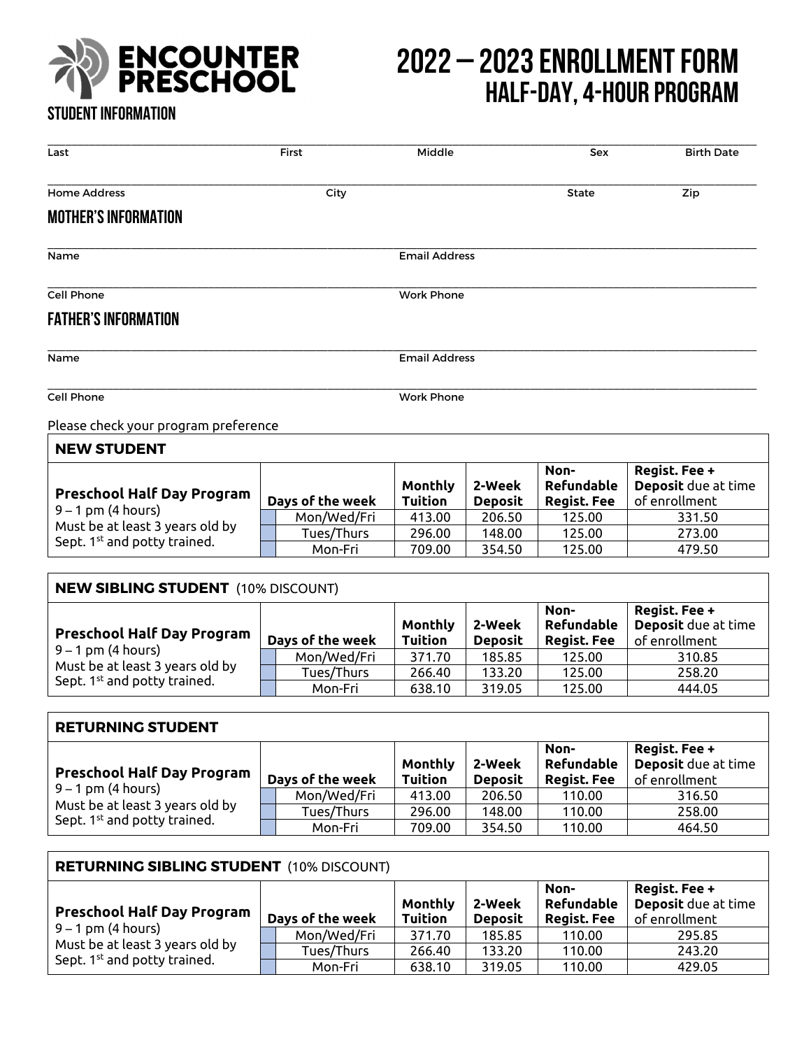# ENCOUNTER PRESCHOOL

# 2022 – 2023 ENROLLMENT FORM
## HALF-DAY, 4-HOUR PROGRAM

### STUDENT INFORMATION

Last | First | Middle | Sex | Birth Date

Home Address | City | State | Zip

### MOTHER'S INFORMATION

Name | Email Address

Cell Phone | Work Phone

### FATHER'S INFORMATION

Name | Email Address

Cell Phone | Work Phone

Please check your program preference

**NEW STUDENT**

| **Preschool Half Day Program** | | **Days of the week** | **Monthly Tuition** | **2-Week Deposit** | **Non-Refundable Regist. Fee** | **Regist. Fee + Deposit** due at time of enrollment |
|---|---|---|---|---|---|---|
| 9 – 1 pm (4 hours) Must be at least 3 years old by Sept. 1st and potty trained. | ☐ | Mon/Wed/Fri | 413.00 | 206.50 | 125.00 | 331.50 |
| | ☐ | Tues/Thurs | 296.00 | 148.00 | 125.00 | 273.00 |
| | ☐ | Mon-Fri | 709.00 | 354.50 | 125.00 | 479.50 |

**NEW SIBLING STUDENT** (10% DISCOUNT)

| **Preschool Half Day Program** | | **Days of the week** | **Monthly Tuition** | **2-Week Deposit** | **Non-Refundable Regist. Fee** | **Regist. Fee + Deposit** due at time of enrollment |
|---|---|---|---|---|---|---|
| 9 – 1 pm (4 hours) Must be at least 3 years old by Sept. 1st and potty trained. | ☐ | Mon/Wed/Fri | 371.70 | 185.85 | 125.00 | 310.85 |
| | ☐ | Tues/Thurs | 266.40 | 133.20 | 125.00 | 258.20 |
| | ☐ | Mon-Fri | 638.10 | 319.05 | 125.00 | 444.05 |

**RETURNING STUDENT**

| **Preschool Half Day Program** | | **Days of the week** | **Monthly Tuition** | **2-Week Deposit** | **Non-Refundable Regist. Fee** | **Regist. Fee + Deposit** due at time of enrollment |
|---|---|---|---|---|---|---|
| 9 – 1 pm (4 hours) Must be at least 3 years old by Sept. 1st and potty trained. | ☐ | Mon/Wed/Fri | 413.00 | 206.50 | 110.00 | 316.50 |
| | ☐ | Tues/Thurs | 296.00 | 148.00 | 110.00 | 258.00 |
| | ☐ | Mon-Fri | 709.00 | 354.50 | 110.00 | 464.50 |

**RETURNING SIBLING STUDENT** (10% DISCOUNT)

| **Preschool Half Day Program** | | **Days of the week** | **Monthly Tuition** | **2-Week Deposit** | **Non-Refundable Regist. Fee** | **Regist. Fee + Deposit** due at time of enrollment |
|---|---|---|---|---|---|---|
| 9 – 1 pm (4 hours) Must be at least 3 years old by Sept. 1st and potty trained. | ☐ | Mon/Wed/Fri | 371.70 | 185.85 | 110.00 | 295.85 |
| | ☐ | Tues/Thurs | 266.40 | 133.20 | 110.00 | 243.20 |
| | ☐ | Mon-Fri | 638.10 | 319.05 | 110.00 | 429.05 |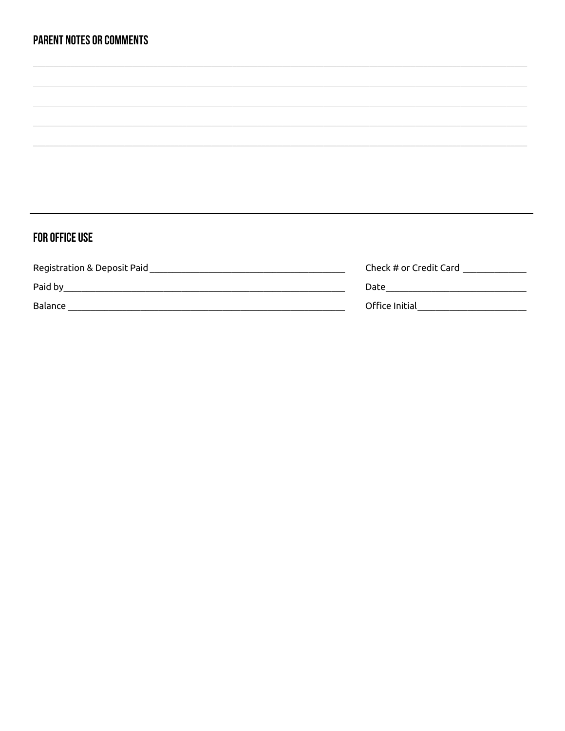## PARENT NOTES OR COMMENTS

_______________________________________________________________________________________________

_______________________________________________________________________________________________

_______________________________________________________________________________________________

_______________________________________________________________________________________________

_______________________________________________________________________________________________

---

## FOR OFFICE USE

Registration & Deposit Paid ________________________________________

Check # or Credit Card _____________

Paid by__________________________________________________________

Date____________________________

Balance _________________________________________________________

Office Initial______________________